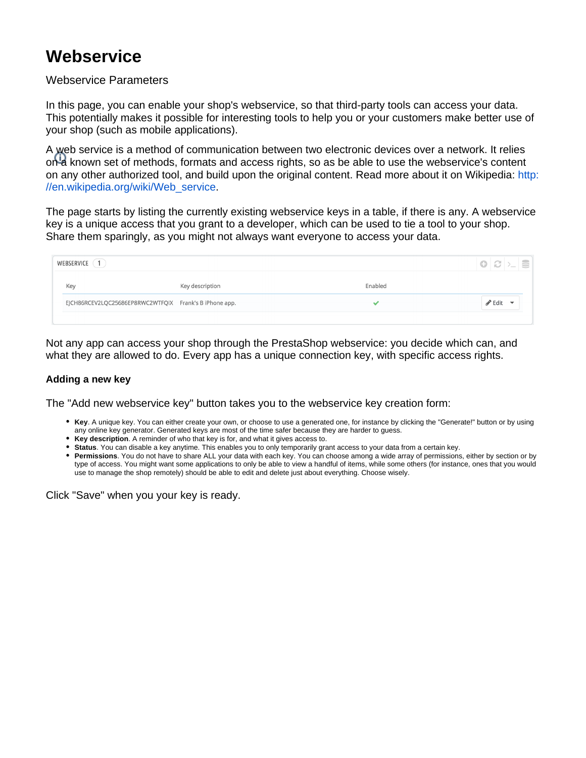# Webservice

Webservice Parameters

In this page, you can enable your shop's webservice, so that third-party tools can access your data. This potentially makes it possible for interesting tools to help you or your customers make better use of your shop (such as mobile applications).

A web service is a method of communication between two electronic devices over a network. It relies on a known set of methods, formats and access rights, so as be able to use the webservice's content on any other authorized tool, and build upon the original content. Read more about it on Wikipedia: http://en.wikipedia.org/wiki/Web_service.

The page starts by listing the currently existing webservice keys in a table, if there is any. A webservice key is a unique access that you grant to a developer, which can be used to tie a tool to your shop. Share them sparingly, as you might not always want everyone to access your data.

WEBSERVICE 1

| Key | Key description | Enabled | |
|---|---|---|---|
| EJCH86RCEV2LQC25686EP8RWC2WTFQIX | Frank's B iPhone app. | ✔ | Edit |

Not any app can access your shop through the PrestaShop webservice: you decide which can, and what they are allowed to do. Every app has a unique connection key, with specific access rights.

#### Adding a new key

The "Add new webservice key" button takes you to the webservice key creation form:

- **Key**. A unique key. You can either create your own, or choose to use a generated one, for instance by clicking the "Generate!" button or by using any online key generator. Generated keys are most of the time safer because they are harder to guess.
- **Key description**. A reminder of who that key is for, and what it gives access to.
- **Status**. You can disable a key anytime. This enables you to only temporarily grant access to your data from a certain key.
- **Permissions**. You do not have to share ALL your data with each key. You can choose among a wide array of permissions, either by section or by type of access. You might want some applications to only be able to view a handful of items, while some others (for instance, ones that you would use to manage the shop remotely) should be able to edit and delete just about everything. Choose wisely.

Click "Save" when you your key is ready.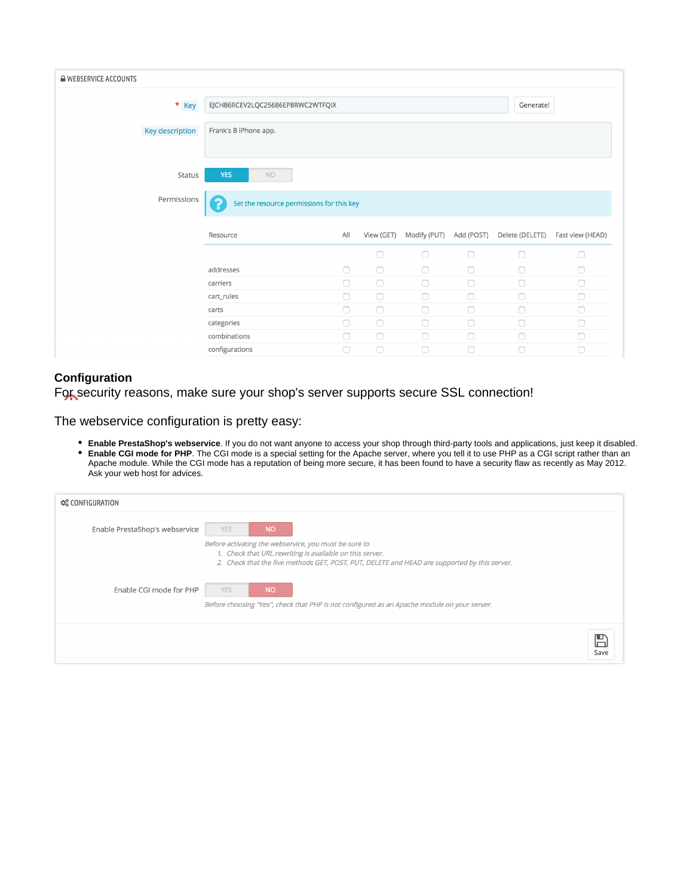WEBSERVICE ACCOUNTS

\* Key: EJCH86RCEV2LQC25686EP8RWC2WTFQIX — Generate!

Key description: Frank's B iPhone app.

Status: YES | NO

Permissions: Set the resource permissions for this key

| Resource | All | View (GET) | Modify (PUT) | Add (POST) | Delete (DELETE) | Fast view (HEAD) |
|---|---|---|---|---|---|---|
| | | ☐ | ☐ | ☐ | ☐ | ☐ |
| addresses | ☐ | ☐ | ☐ | ☐ | ☐ | ☐ |
| carriers | ☐ | ☐ | ☐ | ☐ | ☐ | ☐ |
| cart_rules | ☐ | ☐ | ☐ | ☐ | ☐ | ☐ |
| carts | ☐ | ☐ | ☐ | ☐ | ☐ | ☐ |
| categories | ☐ | ☐ | ☐ | ☐ | ☐ | ☐ |
| combinations | ☐ | ☐ | ☐ | ☐ | ☐ | ☐ |
| configurations | ☐ | ☐ | ☐ | ☐ | ☐ | ☐ |

## Configuration

For security reasons, make sure your shop's server supports secure SSL connection!

The webservice configuration is pretty easy:

- **Enable PrestaShop's webservice**. If you do not want anyone to access your shop through third-party tools and applications, just keep it disabled.
- **Enable CGI mode for PHP**. The CGI mode is a special setting for the Apache server, where you tell it to use PHP as a CGI script rather than an Apache module. While the CGI mode has a reputation of being more secure, it has been found to have a security flaw as recently as May 2012. Ask your web host for advices.

CONFIGURATION

Enable PrestaShop's webservice: YES | NO

*Before activating the webservice, you must be sure to*
1. *Check that URL rewriting is available on this server.*
2. *Check that the five methods GET, POST, PUT, DELETE and HEAD are supported by this server.*

Enable CGI mode for PHP: YES | NO

*Before choosing "Yes", check that PHP is not configured as an Apache module on your server.*

Save